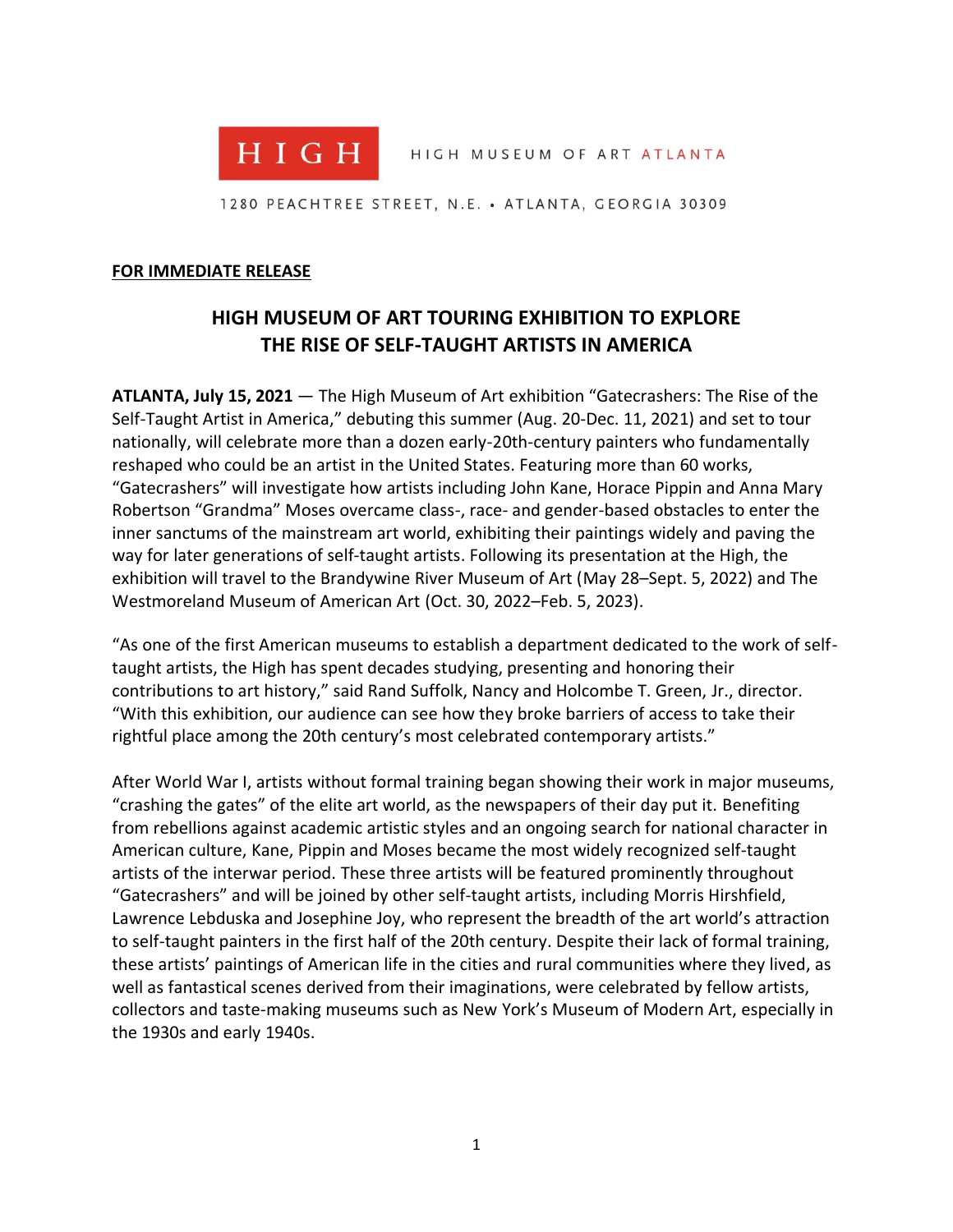HIGH

HIGH MUSEUM OF ART ATLANTA

1280 PEACHTREE STREET, N.E. • ATLANTA, GEORGIA 30309

**FOR IMMEDIATE RELEASE**

# HIGH MUSEUM OF ART TOURING EXHIBITION TO EXPLORE THE RISE OF SELF-TAUGHT ARTISTS IN AMERICA

**ATLANTA, July 15, 2021** — The High Museum of Art exhibition "Gatecrashers: The Rise of the Self-Taught Artist in America," debuting this summer (Aug. 20-Dec. 11, 2021) and set to tour nationally, will celebrate more than a dozen early-20th-century painters who fundamentally reshaped who could be an artist in the United States. Featuring more than 60 works, "Gatecrashers" will investigate how artists including John Kane, Horace Pippin and Anna Mary Robertson "Grandma" Moses overcame class-, race- and gender-based obstacles to enter the inner sanctums of the mainstream art world, exhibiting their paintings widely and paving the way for later generations of self-taught artists. Following its presentation at the High, the exhibition will travel to the Brandywine River Museum of Art (May 28–Sept. 5, 2022) and The Westmoreland Museum of American Art (Oct. 30, 2022–Feb. 5, 2023).

"As one of the first American museums to establish a department dedicated to the work of self-taught artists, the High has spent decades studying, presenting and honoring their contributions to art history," said Rand Suffolk, Nancy and Holcombe T. Green, Jr., director. "With this exhibition, our audience can see how they broke barriers of access to take their rightful place among the 20th century's most celebrated contemporary artists."

After World War I, artists without formal training began showing their work in major museums, "crashing the gates" of the elite art world, as the newspapers of their day put it. Benefiting from rebellions against academic artistic styles and an ongoing search for national character in American culture, Kane, Pippin and Moses became the most widely recognized self-taught artists of the interwar period. These three artists will be featured prominently throughout "Gatecrashers" and will be joined by other self-taught artists, including Morris Hirshfield, Lawrence Lebduska and Josephine Joy, who represent the breadth of the art world's attraction to self-taught painters in the first half of the 20th century. Despite their lack of formal training, these artists' paintings of American life in the cities and rural communities where they lived, as well as fantastical scenes derived from their imaginations, were celebrated by fellow artists, collectors and taste-making museums such as New York's Museum of Modern Art, especially in the 1930s and early 1940s.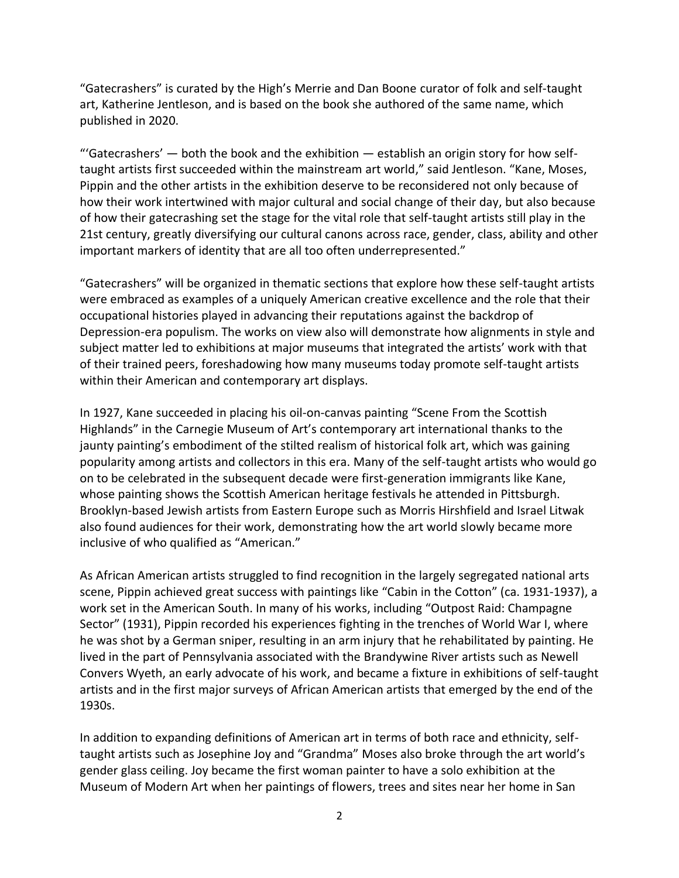"Gatecrashers" is curated by the High's Merrie and Dan Boone curator of folk and self-taught art, Katherine Jentleson, and is based on the book she authored of the same name, which published in 2020.

"'Gatecrashers' — both the book and the exhibition — establish an origin story for how self-taught artists first succeeded within the mainstream art world," said Jentleson. "Kane, Moses, Pippin and the other artists in the exhibition deserve to be reconsidered not only because of how their work intertwined with major cultural and social change of their day, but also because of how their gatecrashing set the stage for the vital role that self-taught artists still play in the 21st century, greatly diversifying our cultural canons across race, gender, class, ability and other important markers of identity that are all too often underrepresented."

"Gatecrashers" will be organized in thematic sections that explore how these self-taught artists were embraced as examples of a uniquely American creative excellence and the role that their occupational histories played in advancing their reputations against the backdrop of Depression-era populism. The works on view also will demonstrate how alignments in style and subject matter led to exhibitions at major museums that integrated the artists' work with that of their trained peers, foreshadowing how many museums today promote self-taught artists within their American and contemporary art displays.

In 1927, Kane succeeded in placing his oil-on-canvas painting "Scene From the Scottish Highlands" in the Carnegie Museum of Art's contemporary art international thanks to the jaunty painting's embodiment of the stilted realism of historical folk art, which was gaining popularity among artists and collectors in this era. Many of the self-taught artists who would go on to be celebrated in the subsequent decade were first-generation immigrants like Kane, whose painting shows the Scottish American heritage festivals he attended in Pittsburgh. Brooklyn-based Jewish artists from Eastern Europe such as Morris Hirshfield and Israel Litwak also found audiences for their work, demonstrating how the art world slowly became more inclusive of who qualified as "American."

As African American artists struggled to find recognition in the largely segregated national arts scene, Pippin achieved great success with paintings like "Cabin in the Cotton" (ca. 1931-1937), a work set in the American South. In many of his works, including "Outpost Raid: Champagne Sector" (1931), Pippin recorded his experiences fighting in the trenches of World War I, where he was shot by a German sniper, resulting in an arm injury that he rehabilitated by painting. He lived in the part of Pennsylvania associated with the Brandywine River artists such as Newell Convers Wyeth, an early advocate of his work, and became a fixture in exhibitions of self-taught artists and in the first major surveys of African American artists that emerged by the end of the 1930s.

In addition to expanding definitions of American art in terms of both race and ethnicity, self-taught artists such as Josephine Joy and "Grandma" Moses also broke through the art world's gender glass ceiling. Joy became the first woman painter to have a solo exhibition at the Museum of Modern Art when her paintings of flowers, trees and sites near her home in San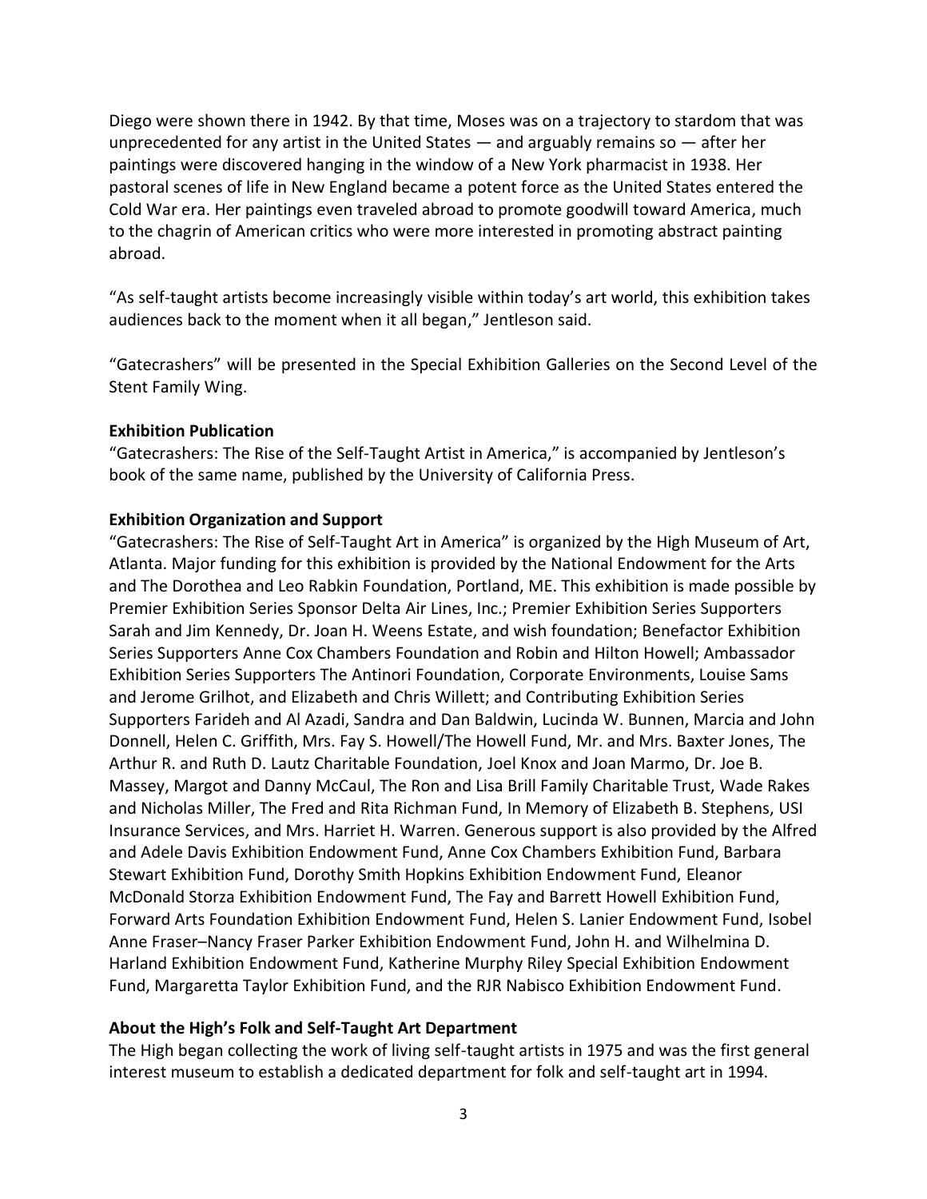Diego were shown there in 1942. By that time, Moses was on a trajectory to stardom that was unprecedented for any artist in the United States — and arguably remains so — after her paintings were discovered hanging in the window of a New York pharmacist in 1938. Her pastoral scenes of life in New England became a potent force as the United States entered the Cold War era. Her paintings even traveled abroad to promote goodwill toward America, much to the chagrin of American critics who were more interested in promoting abstract painting abroad.

"As self-taught artists become increasingly visible within today's art world, this exhibition takes audiences back to the moment when it all began," Jentleson said.

"Gatecrashers" will be presented in the Special Exhibition Galleries on the Second Level of the Stent Family Wing.

**Exhibition Publication**

"Gatecrashers: The Rise of the Self-Taught Artist in America," is accompanied by Jentleson's book of the same name, published by the University of California Press.

**Exhibition Organization and Support**

"Gatecrashers: The Rise of Self-Taught Art in America" is organized by the High Museum of Art, Atlanta. Major funding for this exhibition is provided by the National Endowment for the Arts and The Dorothea and Leo Rabkin Foundation, Portland, ME. This exhibition is made possible by Premier Exhibition Series Sponsor Delta Air Lines, Inc.; Premier Exhibition Series Supporters Sarah and Jim Kennedy, Dr. Joan H. Weens Estate, and wish foundation; Benefactor Exhibition Series Supporters Anne Cox Chambers Foundation and Robin and Hilton Howell; Ambassador Exhibition Series Supporters The Antinori Foundation, Corporate Environments, Louise Sams and Jerome Grilhot, and Elizabeth and Chris Willett; and Contributing Exhibition Series Supporters Farideh and Al Azadi, Sandra and Dan Baldwin, Lucinda W. Bunnen, Marcia and John Donnell, Helen C. Griffith, Mrs. Fay S. Howell/The Howell Fund, Mr. and Mrs. Baxter Jones, The Arthur R. and Ruth D. Lautz Charitable Foundation, Joel Knox and Joan Marmo, Dr. Joe B. Massey, Margot and Danny McCaul, The Ron and Lisa Brill Family Charitable Trust, Wade Rakes and Nicholas Miller, The Fred and Rita Richman Fund, In Memory of Elizabeth B. Stephens, USI Insurance Services, and Mrs. Harriet H. Warren. Generous support is also provided by the Alfred and Adele Davis Exhibition Endowment Fund, Anne Cox Chambers Exhibition Fund, Barbara Stewart Exhibition Fund, Dorothy Smith Hopkins Exhibition Endowment Fund, Eleanor McDonald Storza Exhibition Endowment Fund, The Fay and Barrett Howell Exhibition Fund, Forward Arts Foundation Exhibition Endowment Fund, Helen S. Lanier Endowment Fund, Isobel Anne Fraser–Nancy Fraser Parker Exhibition Endowment Fund, John H. and Wilhelmina D. Harland Exhibition Endowment Fund, Katherine Murphy Riley Special Exhibition Endowment Fund, Margaretta Taylor Exhibition Fund, and the RJR Nabisco Exhibition Endowment Fund.

**About the High's Folk and Self-Taught Art Department**

The High began collecting the work of living self-taught artists in 1975 and was the first general interest museum to establish a dedicated department for folk and self-taught art in 1994.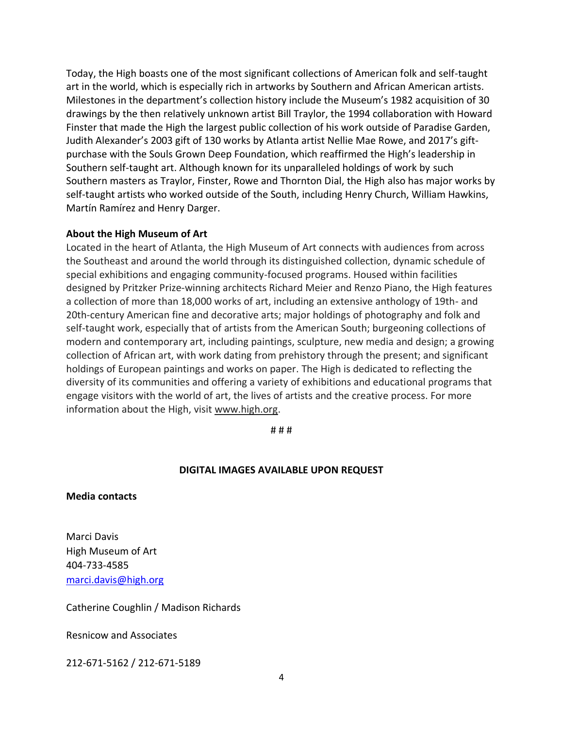Today, the High boasts one of the most significant collections of American folk and self-taught art in the world, which is especially rich in artworks by Southern and African American artists. Milestones in the department's collection history include the Museum's 1982 acquisition of 30 drawings by the then relatively unknown artist Bill Traylor, the 1994 collaboration with Howard Finster that made the High the largest public collection of his work outside of Paradise Garden, Judith Alexander's 2003 gift of 130 works by Atlanta artist Nellie Mae Rowe, and 2017's gift-purchase with the Souls Grown Deep Foundation, which reaffirmed the High's leadership in Southern self-taught art. Although known for its unparalleled holdings of work by such Southern masters as Traylor, Finster, Rowe and Thornton Dial, the High also has major works by self-taught artists who worked outside of the South, including Henry Church, William Hawkins, Martín Ramírez and Henry Darger.

**About the High Museum of Art**

Located in the heart of Atlanta, the High Museum of Art connects with audiences from across the Southeast and around the world through its distinguished collection, dynamic schedule of special exhibitions and engaging community-focused programs. Housed within facilities designed by Pritzker Prize-winning architects Richard Meier and Renzo Piano, the High features a collection of more than 18,000 works of art, including an extensive anthology of 19th- and 20th-century American fine and decorative arts; major holdings of photography and folk and self-taught work, especially that of artists from the American South; burgeoning collections of modern and contemporary art, including paintings, sculpture, new media and design; a growing collection of African art, with work dating from prehistory through the present; and significant holdings of European paintings and works on paper. The High is dedicated to reflecting the diversity of its communities and offering a variety of exhibitions and educational programs that engage visitors with the world of art, the lives of artists and the creative process. For more information about the High, visit www.high.org.

# # #

**DIGITAL IMAGES AVAILABLE UPON REQUEST**

**Media contacts**

Marci Davis
High Museum of Art
404-733-4585
marci.davis@high.org

Catherine Coughlin / Madison Richards

Resnicow and Associates

212-671-5162 / 212-671-5189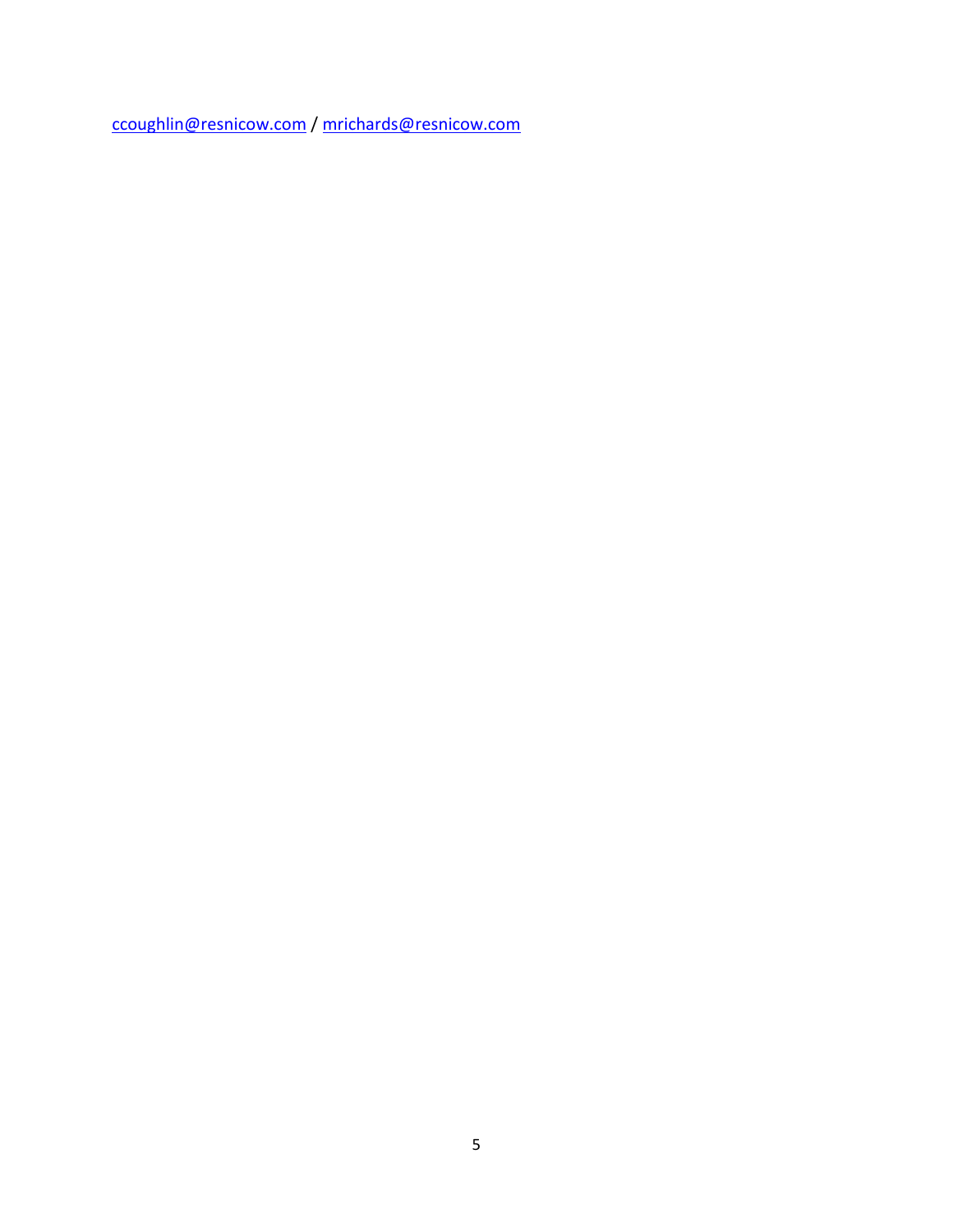ccoughlin@resnicow.com / mrichards@resnicow.com